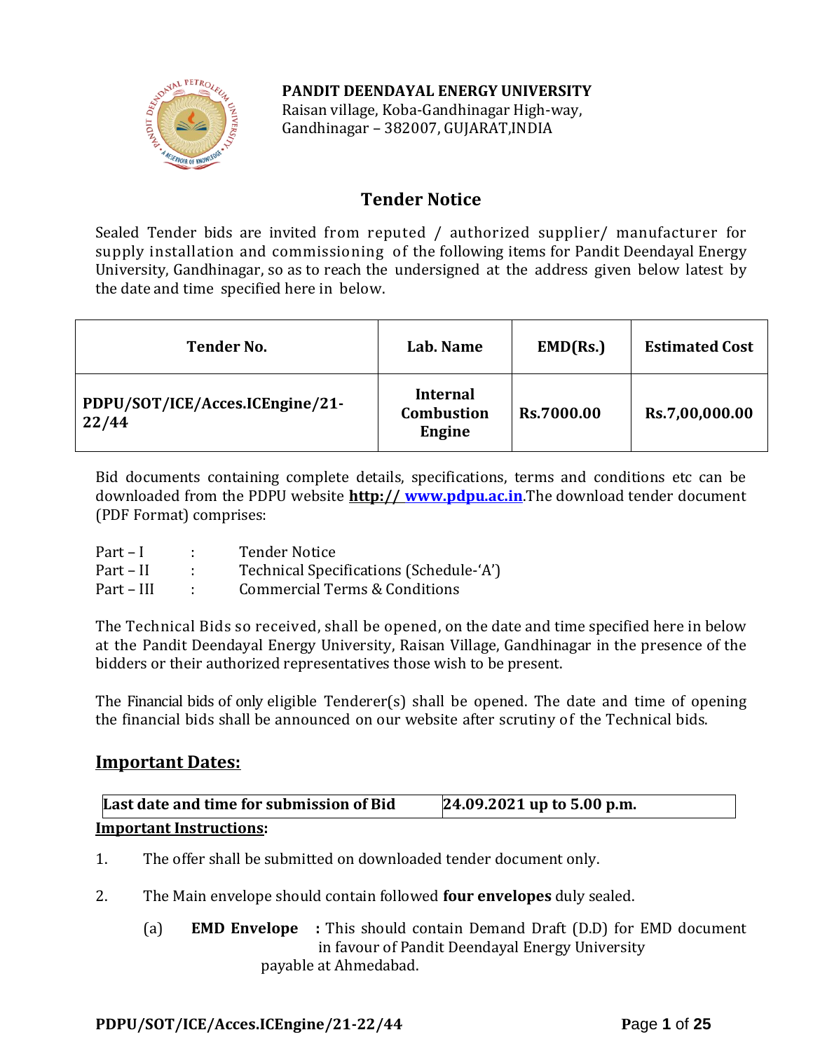**PANDIT DEENDAYAL ENERGY UNIVERSITY**
Raisan village, Koba-Gandhinagar High-way,
Gandhinagar – 382007, GUJARAT,INDIA

# Tender Notice

Sealed Tender bids are invited from reputed / authorized supplier/ manufacturer for supply installation and commissioning of the following items for Pandit Deendayal Energy University, Gandhinagar, so as to reach the undersigned at the address given below latest by the date and time specified here in below.

| Tender No. | Lab. Name | EMD(Rs.) | Estimated Cost |
|---|---|---|---|
| **PDPU/SOT/ICE/Acces.ICEngine/21-22/44** | **Internal Combustion Engine** | **Rs.7000.00** | **Rs.7,00,000.00** |

Bid documents containing complete details, specifications, terms and conditions etc can be downloaded from the PDPU website **http:// www.pdpu.ac.in**.The download tender document (PDF Format) comprises:

Part – I : Tender Notice
Part – II : Technical Specifications (Schedule-'A')
Part – III : Commercial Terms & Conditions

The Technical Bids so received, shall be opened, on the date and time specified here in below at the Pandit Deendayal Energy University, Raisan Village, Gandhinagar in the presence of the bidders or their authorized representatives those wish to be present.

The Financial bids of only eligible Tenderer(s) shall be opened. The date and time of opening the financial bids shall be announced on our website after scrutiny of the Technical bids.

## Important Dates:

| Last date and time for submission of Bid | 24.09.2021 up to 5.00 p.m. |
|---|---|

**Important Instructions:**

1. The offer shall be submitted on downloaded tender document only.

2. The Main envelope should contain followed **four envelopes** duly sealed.

   (a) **EMD Envelope** : This should contain Demand Draft (D.D) for EMD document in favour of Pandit Deendayal Energy University payable at Ahmedabad.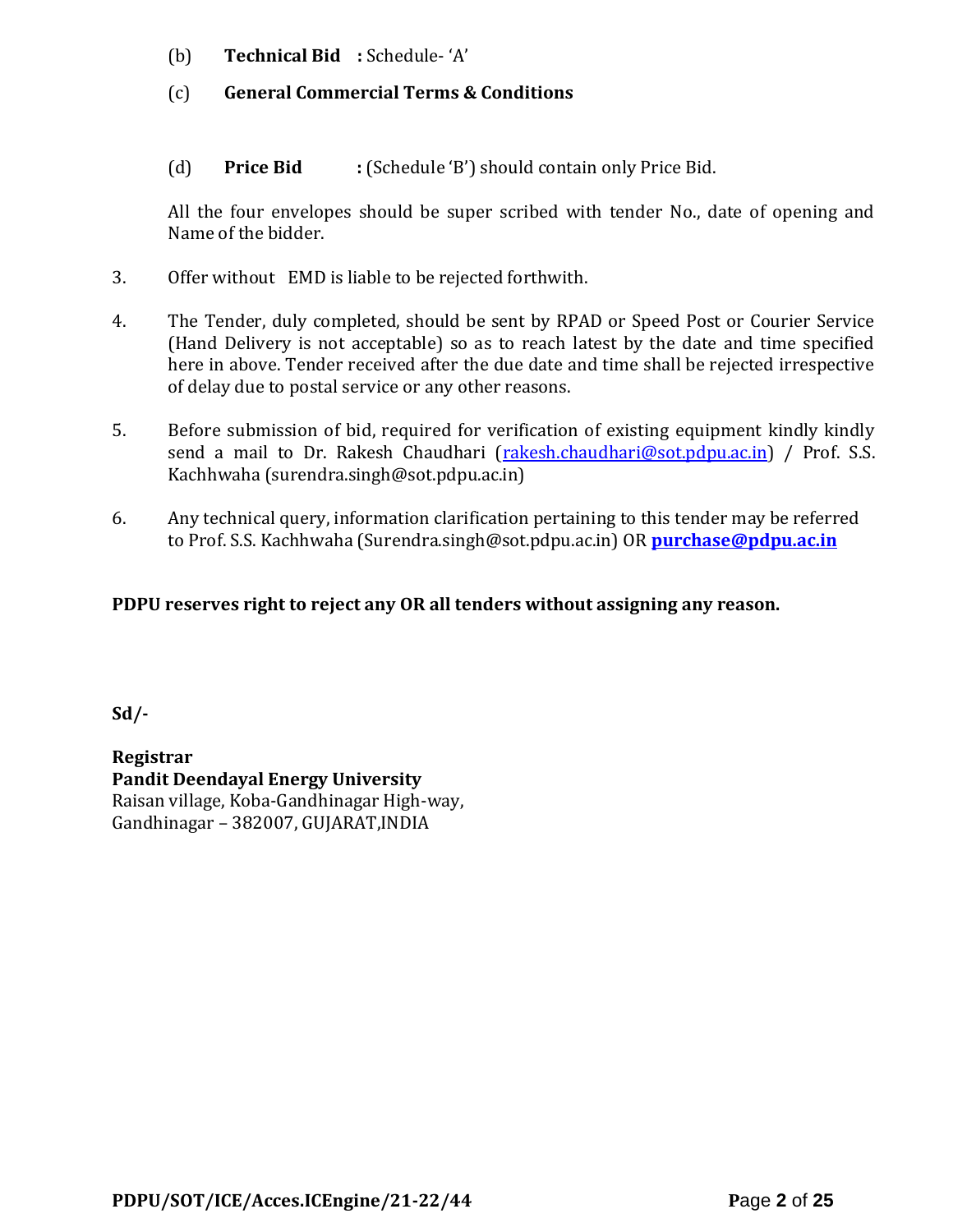(b) **Technical Bid** **:** Schedule- 'A'

(c) **General Commercial Terms & Conditions**

(d) **Price Bid** **:** (Schedule 'B') should contain only Price Bid.

All the four envelopes should be super scribed with tender No., date of opening and Name of the bidder.

3. Offer without EMD is liable to be rejected forthwith.

4. The Tender, duly completed, should be sent by RPAD or Speed Post or Courier Service (Hand Delivery is not acceptable) so as to reach latest by the date and time specified here in above. Tender received after the due date and time shall be rejected irrespective of delay due to postal service or any other reasons.

5. Before submission of bid, required for verification of existing equipment kindly kindly send a mail to Dr. Rakesh Chaudhari (rakesh.chaudhari@sot.pdpu.ac.in) / Prof. S.S. Kachhwaha (surendra.singh@sot.pdpu.ac.in)

6. Any technical query, information clarification pertaining to this tender may be referred to Prof. S.S. Kachhwaha (Surendra.singh@sot.pdpu.ac.in) OR **purchase@pdpu.ac.in**

**PDPU reserves right to reject any OR all tenders without assigning any reason.**

**Sd/-**

**Registrar**
**Pandit Deendayal Energy University**
Raisan village, Koba-Gandhinagar High-way,
Gandhinagar – 382007, GUJARAT,INDIA

**PDPU/SOT/ICE/Acces.ICEngine/21-22/44**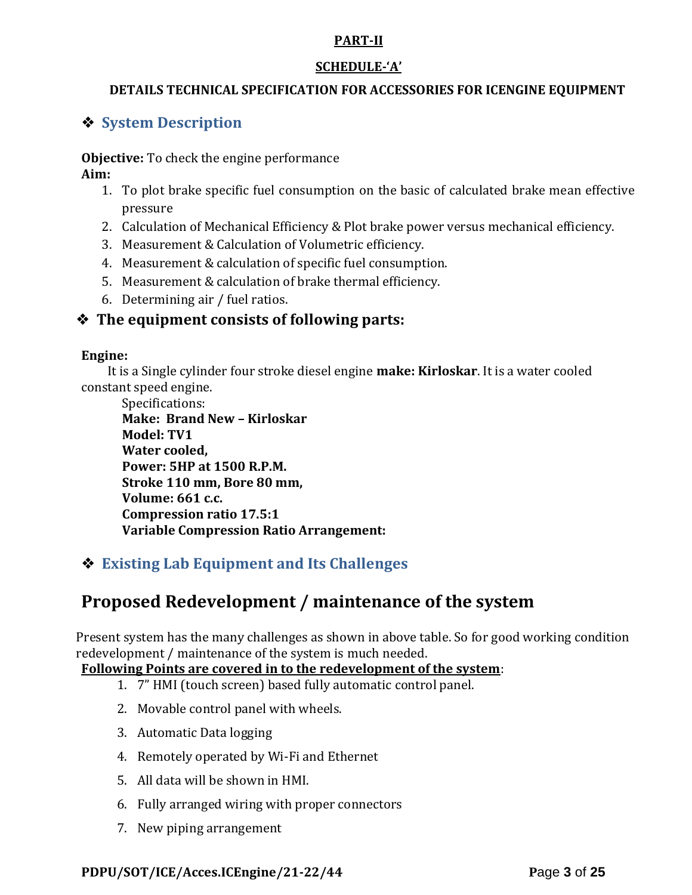**PART-II**

**SCHEDULE-'A'**

**DETAILS TECHNICAL SPECIFICATION FOR ACCESSORIES FOR ICENGINE EQUIPMENT**

## ❖ System Description

**Objective:** To check the engine performance

**Aim:**

1. To plot brake specific fuel consumption on the basic of calculated brake mean effective pressure
2. Calculation of Mechanical Efficiency & Plot brake power versus mechanical efficiency.
3. Measurement & Calculation of Volumetric efficiency.
4. Measurement & calculation of specific fuel consumption.
5. Measurement & calculation of brake thermal efficiency.
6. Determining air / fuel ratios.

## ❖ The equipment consists of following parts:

**Engine:**

It is a Single cylinder four stroke diesel engine **make: Kirloskar**. It is a water cooled constant speed engine.

Specifications:
**Make: Brand New – Kirloskar**
**Model: TV1**
**Water cooled,**
**Power: 5HP at 1500 R.P.M.**
**Stroke 110 mm, Bore 80 mm,**
**Volume: 661 c.c.**
**Compression ratio 17.5:1**
**Variable Compression Ratio Arrangement:**

## ❖ Existing Lab Equipment and Its Challenges

# Proposed Redevelopment / maintenance of the system

Present system has the many challenges as shown in above table. So for good working condition redevelopment / maintenance of the system is much needed.

**Following Points are covered in to the redevelopment of the system**:

1. 7" HMI (touch screen) based fully automatic control panel.
2. Movable control panel with wheels.
3. Automatic Data logging
4. Remotely operated by Wi-Fi and Ethernet
5. All data will be shown in HMI.
6. Fully arranged wiring with proper connectors
7. New piping arrangement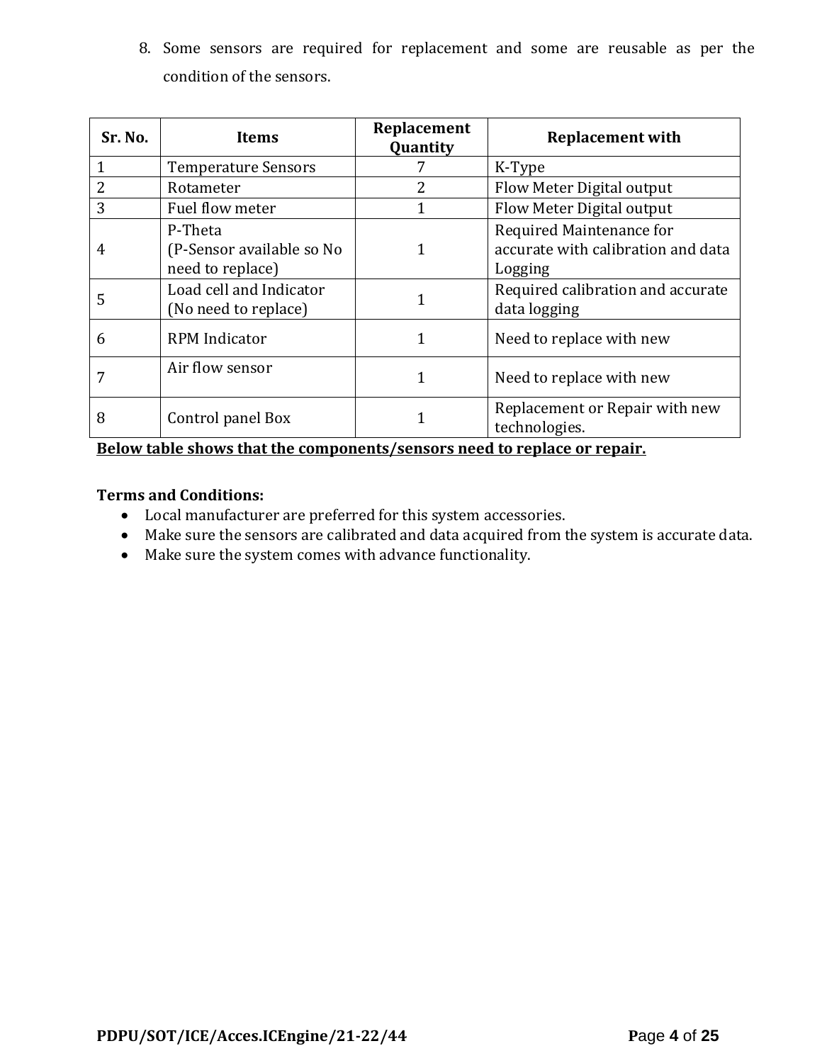8. Some sensors are required for replacement and some are reusable as per the condition of the sensors.

| Sr. No. | Items | Replacement Quantity | Replacement with |
|---|---|---|---|
| 1 | Temperature Sensors | 7 | K-Type |
| 2 | Rotameter | 2 | Flow Meter Digital output |
| 3 | Fuel flow meter | 1 | Flow Meter Digital output |
| 4 | P-Theta (P-Sensor available so No need to replace) | 1 | Required Maintenance for accurate with calibration and data Logging |
| 5 | Load cell and Indicator (No need to replace) | 1 | Required calibration and accurate data logging |
| 6 | RPM Indicator | 1 | Need to replace with new |
| 7 | Air flow sensor | 1 | Need to replace with new |
| 8 | Control panel Box | 1 | Replacement or Repair with new technologies. |

**Below table shows that the components/sensors need to replace or repair.**

**Terms and Conditions:**

- Local manufacturer are preferred for this system accessories.
- Make sure the sensors are calibrated and data acquired from the system is accurate data.
- Make sure the system comes with advance functionality.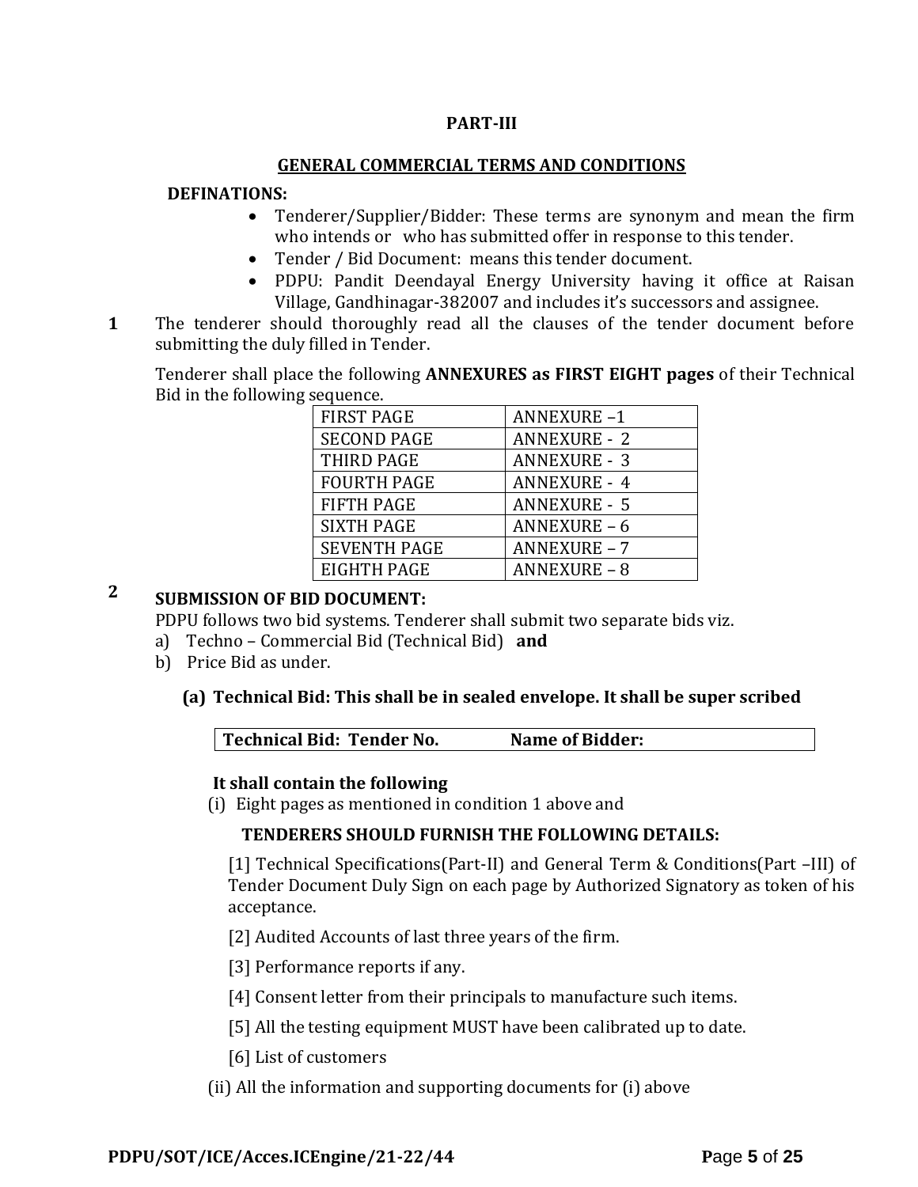## PART-III

## GENERAL COMMERCIAL TERMS AND CONDITIONS

**DEFINATIONS:**

- Tenderer/Supplier/Bidder: These terms are synonym and mean the firm who intends or who has submitted offer in response to this tender.
- Tender / Bid Document: means this tender document.
- PDPU: Pandit Deendayal Energy University having it office at Raisan Village, Gandhinagar-382007 and includes it's successors and assignee.

**1** The tenderer should thoroughly read all the clauses of the tender document before submitting the duly filled in Tender.

Tenderer shall place the following **ANNEXURES as FIRST EIGHT pages** of their Technical Bid in the following sequence.

| FIRST PAGE | ANNEXURE –1 |
|---|---|
| SECOND PAGE | ANNEXURE - 2 |
| THIRD PAGE | ANNEXURE - 3 |
| FOURTH PAGE | ANNEXURE - 4 |
| FIFTH PAGE | ANNEXURE - 5 |
| SIXTH PAGE | ANNEXURE – 6 |
| SEVENTH PAGE | ANNEXURE – 7 |
| EIGHTH PAGE | ANNEXURE – 8 |

**2** **SUBMISSION OF BID DOCUMENT:**

PDPU follows two bid systems. Tenderer shall submit two separate bids viz.

a) Techno – Commercial Bid (Technical Bid) **and**

b) Price Bid as under.

**(a) Technical Bid: This shall be in sealed envelope. It shall be super scribed**

| **Technical Bid: Tender No.** | **Name of Bidder:** |
|---|---|

**It shall contain the following**

(i) Eight pages as mentioned in condition 1 above and

**TENDERERS SHOULD FURNISH THE FOLLOWING DETAILS:**

[1] Technical Specifications(Part-II) and General Term & Conditions(Part –III) of Tender Document Duly Sign on each page by Authorized Signatory as token of his acceptance.

[2] Audited Accounts of last three years of the firm.

[3] Performance reports if any.

[4] Consent letter from their principals to manufacture such items.

[5] All the testing equipment MUST have been calibrated up to date.

[6] List of customers

(ii) All the information and supporting documents for (i) above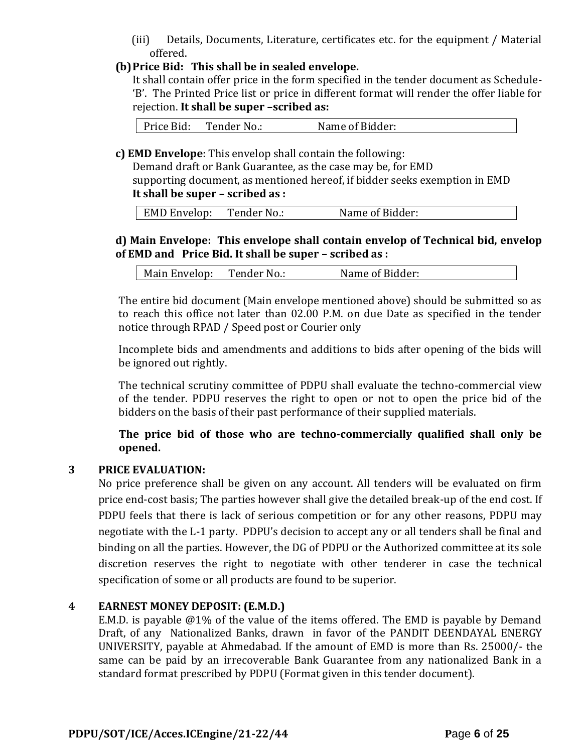(iii) Details, Documents, Literature, certificates etc. for the equipment / Material offered.

**(b) Price Bid: This shall be in sealed envelope.**

It shall contain offer price in the form specified in the tender document as Schedule-'B'. The Printed Price list or price in different format will render the offer liable for rejection. **It shall be super –scribed as:**

| Price Bid: Tender No.: Name of Bidder: |
|---|

**c) EMD Envelope**: This envelop shall contain the following:

Demand draft or Bank Guarantee, as the case may be, for EMD

supporting document, as mentioned hereof, if bidder seeks exemption in EMD

**It shall be super – scribed as :**

| EMD Envelop: Tender No.: Name of Bidder: |
|---|

**d) Main Envelope: This envelope shall contain envelop of Technical bid, envelop of EMD and Price Bid. It shall be super – scribed as :**

| Main Envelop: Tender No.: Name of Bidder: |
|---|

The entire bid document (Main envelope mentioned above) should be submitted so as to reach this office not later than 02.00 P.M. on due Date as specified in the tender notice through RPAD / Speed post or Courier only

Incomplete bids and amendments and additions to bids after opening of the bids will be ignored out rightly.

The technical scrutiny committee of PDPU shall evaluate the techno-commercial view of the tender. PDPU reserves the right to open or not to open the price bid of the bidders on the basis of their past performance of their supplied materials.

**The price bid of those who are techno-commercially qualified shall only be opened.**

## 3 PRICE EVALUATION:

No price preference shall be given on any account. All tenders will be evaluated on firm price end-cost basis; The parties however shall give the detailed break-up of the end cost. If PDPU feels that there is lack of serious competition or for any other reasons, PDPU may negotiate with the L-1 party. PDPU's decision to accept any or all tenders shall be final and binding on all the parties. However, the DG of PDPU or the Authorized committee at its sole discretion reserves the right to negotiate with other tenderer in case the technical specification of some or all products are found to be superior.

## 4 EARNEST MONEY DEPOSIT: (E.M.D.)

E.M.D. is payable @1% of the value of the items offered. The EMD is payable by Demand Draft, of any Nationalized Banks, drawn in favor of the PANDIT DEENDAYAL ENERGY UNIVERSITY, payable at Ahmedabad. If the amount of EMD is more than Rs. 25000/- the same can be paid by an irrecoverable Bank Guarantee from any nationalized Bank in a standard format prescribed by PDPU (Format given in this tender document).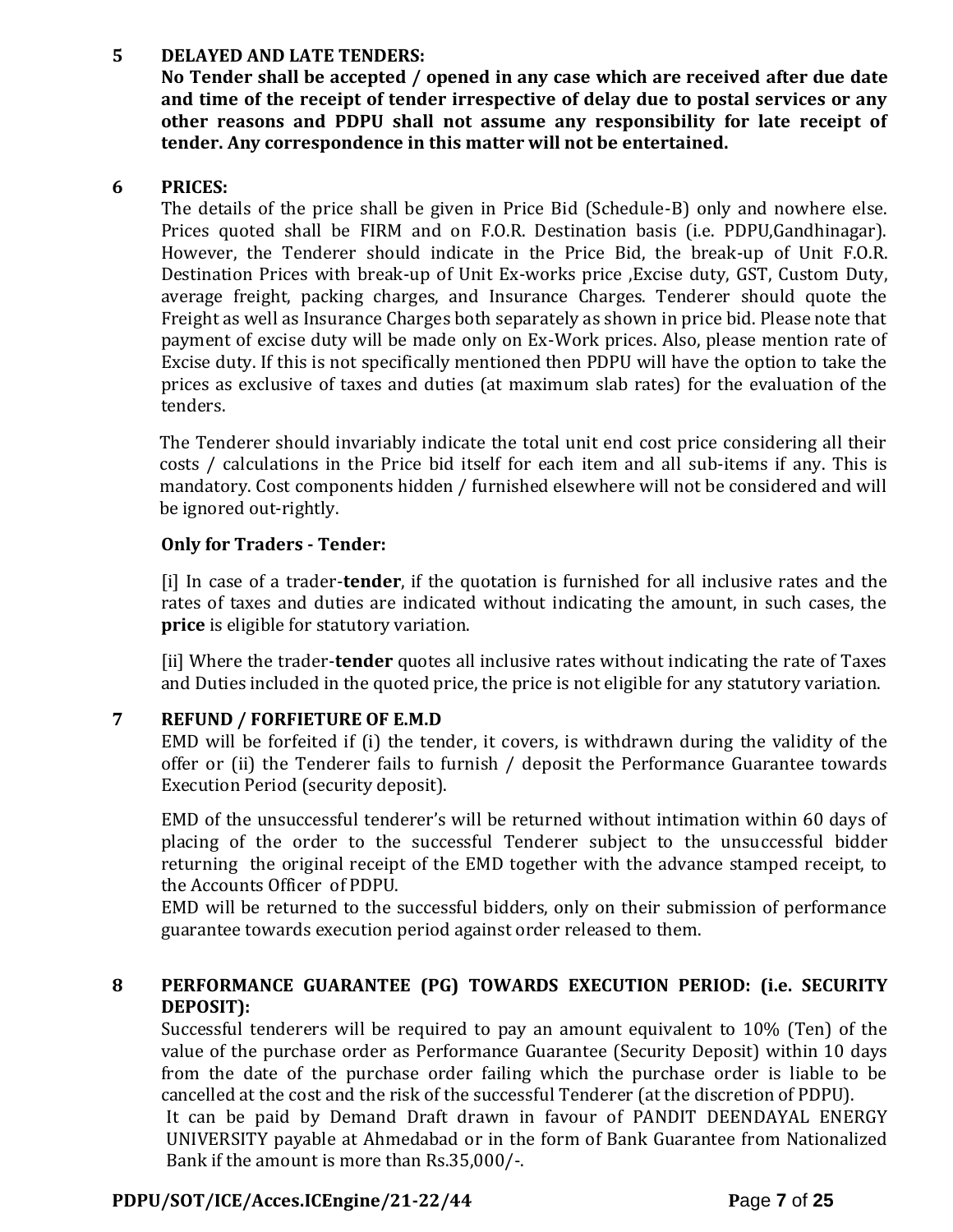## 5 DELAYED AND LATE TENDERS:

**No Tender shall be accepted / opened in any case which are received after due date and time of the receipt of tender irrespective of delay due to postal services or any other reasons and PDPU shall not assume any responsibility for late receipt of tender. Any correspondence in this matter will not be entertained.**

## 6 PRICES:

The details of the price shall be given in Price Bid (Schedule-B) only and nowhere else. Prices quoted shall be FIRM and on F.O.R. Destination basis (i.e. PDPU,Gandhinagar). However, the Tenderer should indicate in the Price Bid, the break-up of Unit F.O.R. Destination Prices with break-up of Unit Ex-works price ,Excise duty, GST, Custom Duty, average freight, packing charges, and Insurance Charges. Tenderer should quote the Freight as well as Insurance Charges both separately as shown in price bid. Please note that payment of excise duty will be made only on Ex-Work prices. Also, please mention rate of Excise duty. If this is not specifically mentioned then PDPU will have the option to take the prices as exclusive of taxes and duties (at maximum slab rates) for the evaluation of the tenders.

The Tenderer should invariably indicate the total unit end cost price considering all their costs / calculations in the Price bid itself for each item and all sub-items if any. This is mandatory. Cost components hidden / furnished elsewhere will not be considered and will be ignored out-rightly.

**Only for Traders - Tender:**

[i] In case of a trader-**tender**, if the quotation is furnished for all inclusive rates and the rates of taxes and duties are indicated without indicating the amount, in such cases, the **price** is eligible for statutory variation.

[ii] Where the trader-**tender** quotes all inclusive rates without indicating the rate of Taxes and Duties included in the quoted price, the price is not eligible for any statutory variation.

## 7 REFUND / FORFIETURE OF E.M.D

EMD will be forfeited if (i) the tender, it covers, is withdrawn during the validity of the offer or (ii) the Tenderer fails to furnish / deposit the Performance Guarantee towards Execution Period (security deposit).

EMD of the unsuccessful tenderer's will be returned without intimation within 60 days of placing of the order to the successful Tenderer subject to the unsuccessful bidder returning the original receipt of the EMD together with the advance stamped receipt, to the Accounts Officer of PDPU.

EMD will be returned to the successful bidders, only on their submission of performance guarantee towards execution period against order released to them.

## 8 PERFORMANCE GUARANTEE (PG) TOWARDS EXECUTION PERIOD: (i.e. SECURITY DEPOSIT):

Successful tenderers will be required to pay an amount equivalent to 10% (Ten) of the value of the purchase order as Performance Guarantee (Security Deposit) within 10 days from the date of the purchase order failing which the purchase order is liable to be cancelled at the cost and the risk of the successful Tenderer (at the discretion of PDPU).

It can be paid by Demand Draft drawn in favour of PANDIT DEENDAYAL ENERGY UNIVERSITY payable at Ahmedabad or in the form of Bank Guarantee from Nationalized Bank if the amount is more than Rs.35,000/-.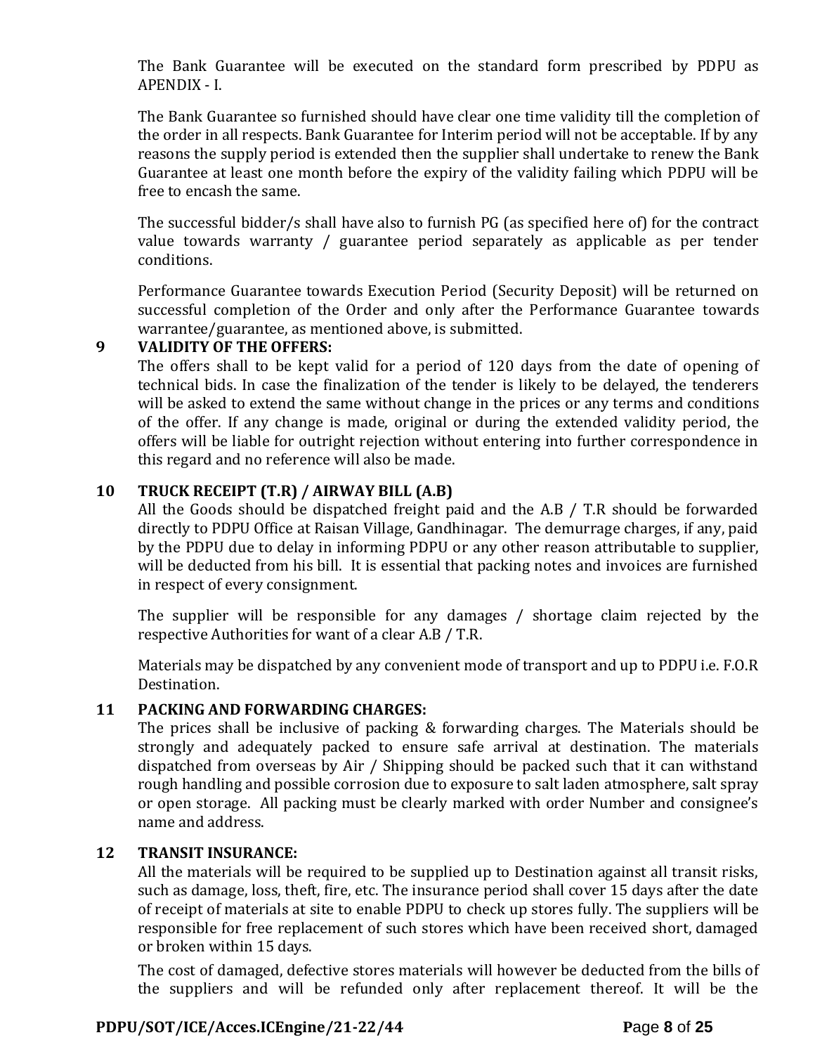The Bank Guarantee will be executed on the standard form prescribed by PDPU as APENDIX - I.

The Bank Guarantee so furnished should have clear one time validity till the completion of the order in all respects. Bank Guarantee for Interim period will not be acceptable. If by any reasons the supply period is extended then the supplier shall undertake to renew the Bank Guarantee at least one month before the expiry of the validity failing which PDPU will be free to encash the same.

The successful bidder/s shall have also to furnish PG (as specified here of) for the contract value towards warranty / guarantee period separately as applicable as per tender conditions.

Performance Guarantee towards Execution Period (Security Deposit) will be returned on successful completion of the Order and only after the Performance Guarantee towards warrantee/guarantee, as mentioned above, is submitted.

**9 VALIDITY OF THE OFFERS:**

The offers shall to be kept valid for a period of 120 days from the date of opening of technical bids. In case the finalization of the tender is likely to be delayed, the tenderers will be asked to extend the same without change in the prices or any terms and conditions of the offer. If any change is made, original or during the extended validity period, the offers will be liable for outright rejection without entering into further correspondence in this regard and no reference will also be made.

**10 TRUCK RECEIPT (T.R) / AIRWAY BILL (A.B)**

All the Goods should be dispatched freight paid and the A.B / T.R should be forwarded directly to PDPU Office at Raisan Village, Gandhinagar. The demurrage charges, if any, paid by the PDPU due to delay in informing PDPU or any other reason attributable to supplier, will be deducted from his bill. It is essential that packing notes and invoices are furnished in respect of every consignment.

The supplier will be responsible for any damages / shortage claim rejected by the respective Authorities for want of a clear A.B / T.R.

Materials may be dispatched by any convenient mode of transport and up to PDPU i.e. F.O.R Destination.

**11 PACKING AND FORWARDING CHARGES:**

The prices shall be inclusive of packing & forwarding charges. The Materials should be strongly and adequately packed to ensure safe arrival at destination. The materials dispatched from overseas by Air / Shipping should be packed such that it can withstand rough handling and possible corrosion due to exposure to salt laden atmosphere, salt spray or open storage. All packing must be clearly marked with order Number and consignee's name and address.

**12 TRANSIT INSURANCE:**

All the materials will be required to be supplied up to Destination against all transit risks, such as damage, loss, theft, fire, etc. The insurance period shall cover 15 days after the date of receipt of materials at site to enable PDPU to check up stores fully. The suppliers will be responsible for free replacement of such stores which have been received short, damaged or broken within 15 days.

The cost of damaged, defective stores materials will however be deducted from the bills of the suppliers and will be refunded only after replacement thereof. It will be the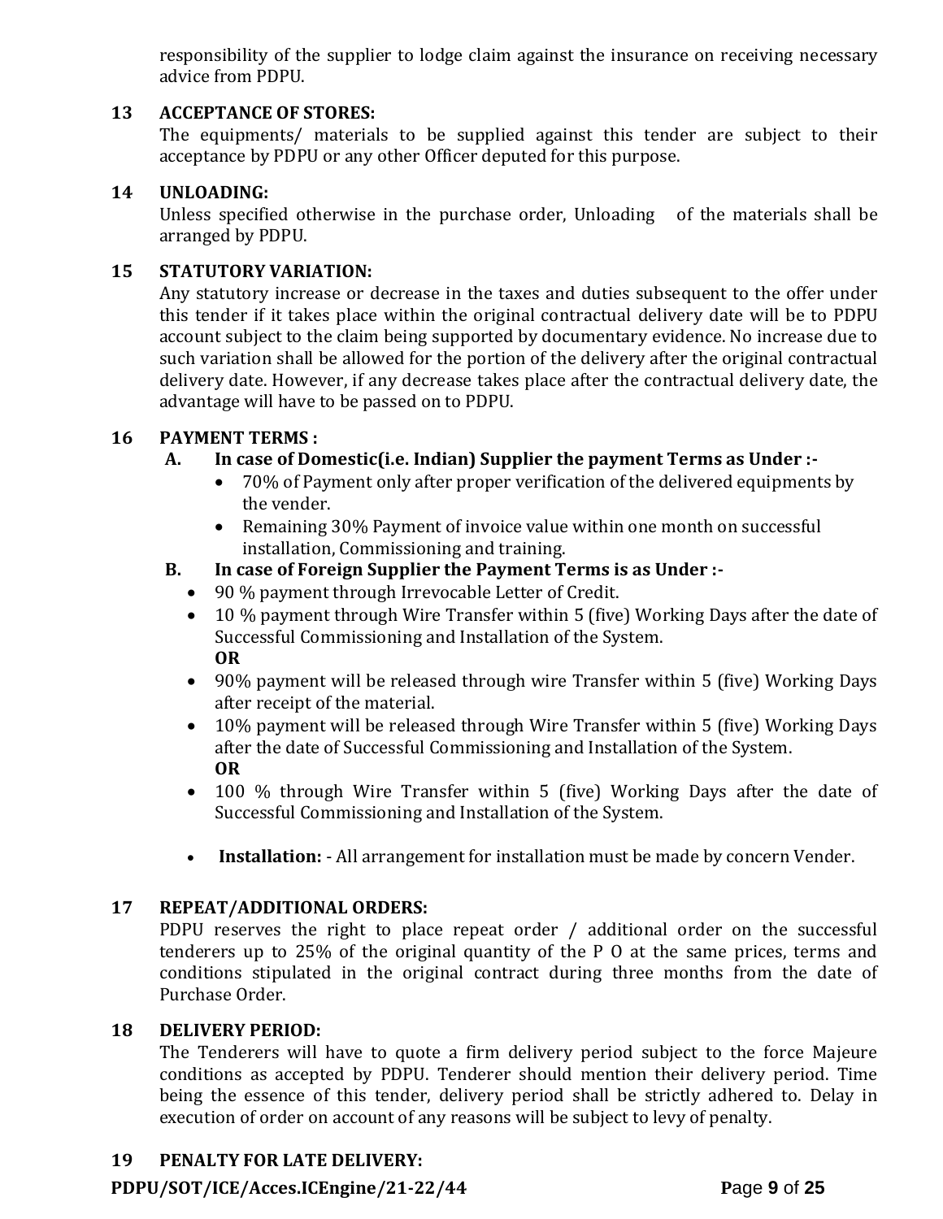responsibility of the supplier to lodge claim against the insurance on receiving necessary advice from PDPU.

**13 ACCEPTANCE OF STORES:**

The equipments/ materials to be supplied against this tender are subject to their acceptance by PDPU or any other Officer deputed for this purpose.

**14 UNLOADING:**

Unless specified otherwise in the purchase order, Unloading of the materials shall be arranged by PDPU.

**15 STATUTORY VARIATION:**

Any statutory increase or decrease in the taxes and duties subsequent to the offer under this tender if it takes place within the original contractual delivery date will be to PDPU account subject to the claim being supported by documentary evidence. No increase due to such variation shall be allowed for the portion of the delivery after the original contractual delivery date. However, if any decrease takes place after the contractual delivery date, the advantage will have to be passed on to PDPU.

**16 PAYMENT TERMS :**

**A. In case of Domestic(i.e. Indian) Supplier the payment Terms as Under :-**

- 70% of Payment only after proper verification of the delivered equipments by the vender.
- Remaining 30% Payment of invoice value within one month on successful installation, Commissioning and training.

**B. In case of Foreign Supplier the Payment Terms is as Under :-**

- 90 % payment through Irrevocable Letter of Credit.
- 10 % payment through Wire Transfer within 5 (five) Working Days after the date of Successful Commissioning and Installation of the System.

  **OR**
- 90% payment will be released through wire Transfer within 5 (five) Working Days after receipt of the material.
- 10% payment will be released through Wire Transfer within 5 (five) Working Days after the date of Successful Commissioning and Installation of the System.

  **OR**
- 100 % through Wire Transfer within 5 (five) Working Days after the date of Successful Commissioning and Installation of the System.

- **Installation:** - All arrangement for installation must be made by concern Vender.

**17 REPEAT/ADDITIONAL ORDERS:**

PDPU reserves the right to place repeat order / additional order on the successful tenderers up to 25% of the original quantity of the P O at the same prices, terms and conditions stipulated in the original contract during three months from the date of Purchase Order.

**18 DELIVERY PERIOD:**

The Tenderers will have to quote a firm delivery period subject to the force Majeure conditions as accepted by PDPU. Tenderer should mention their delivery period. Time being the essence of this tender, delivery period shall be strictly adhered to. Delay in execution of order on account of any reasons will be subject to levy of penalty.

**19 PENALTY FOR LATE DELIVERY:**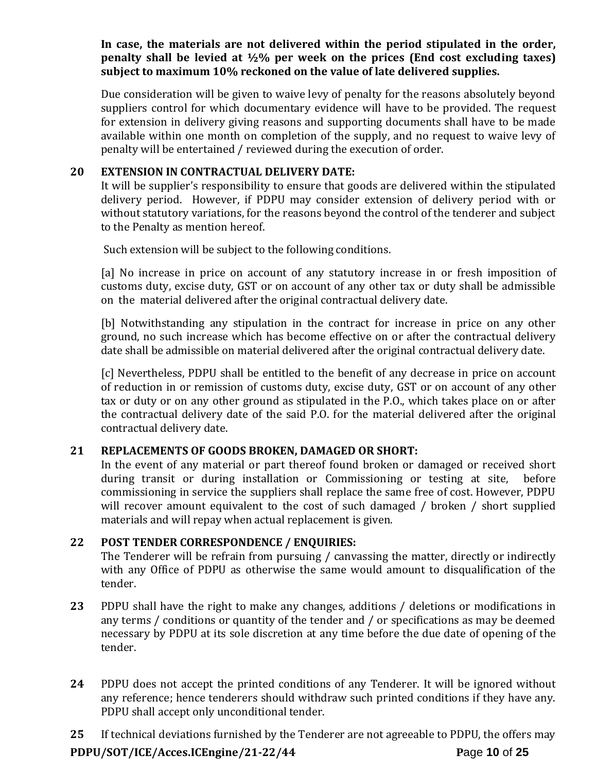**In case, the materials are not delivered within the period stipulated in the order, penalty shall be levied at ½% per week on the prices (End cost excluding taxes) subject to maximum 10% reckoned on the value of late delivered supplies.**

Due consideration will be given to waive levy of penalty for the reasons absolutely beyond suppliers control for which documentary evidence will have to be provided. The request for extension in delivery giving reasons and supporting documents shall have to be made available within one month on completion of the supply, and no request to waive levy of penalty will be entertained / reviewed during the execution of order.

**20 EXTENSION IN CONTRACTUAL DELIVERY DATE:**

It will be supplier's responsibility to ensure that goods are delivered within the stipulated delivery period. However, if PDPU may consider extension of delivery period with or without statutory variations, for the reasons beyond the control of the tenderer and subject to the Penalty as mention hereof.

Such extension will be subject to the following conditions.

[a] No increase in price on account of any statutory increase in or fresh imposition of customs duty, excise duty, GST or on account of any other tax or duty shall be admissible on the material delivered after the original contractual delivery date.

[b] Notwithstanding any stipulation in the contract for increase in price on any other ground, no such increase which has become effective on or after the contractual delivery date shall be admissible on material delivered after the original contractual delivery date.

[c] Nevertheless, PDPU shall be entitled to the benefit of any decrease in price on account of reduction in or remission of customs duty, excise duty, GST or on account of any other tax or duty or on any other ground as stipulated in the P.O., which takes place on or after the contractual delivery date of the said P.O. for the material delivered after the original contractual delivery date.

**21 REPLACEMENTS OF GOODS BROKEN, DAMAGED OR SHORT:**

In the event of any material or part thereof found broken or damaged or received short during transit or during installation or Commissioning or testing at site, before commissioning in service the suppliers shall replace the same free of cost. However, PDPU will recover amount equivalent to the cost of such damaged / broken / short supplied materials and will repay when actual replacement is given.

**22 POST TENDER CORRESPONDENCE / ENQUIRIES:**

The Tenderer will be refrain from pursuing / canvassing the matter, directly or indirectly with any Office of PDPU as otherwise the same would amount to disqualification of the tender.

**23** PDPU shall have the right to make any changes, additions / deletions or modifications in any terms / conditions or quantity of the tender and / or specifications as may be deemed necessary by PDPU at its sole discretion at any time before the due date of opening of the tender.

**24** PDPU does not accept the printed conditions of any Tenderer. It will be ignored without any reference; hence tenderers should withdraw such printed conditions if they have any. PDPU shall accept only unconditional tender.

**25** If technical deviations furnished by the Tenderer are not agreeable to PDPU, the offers may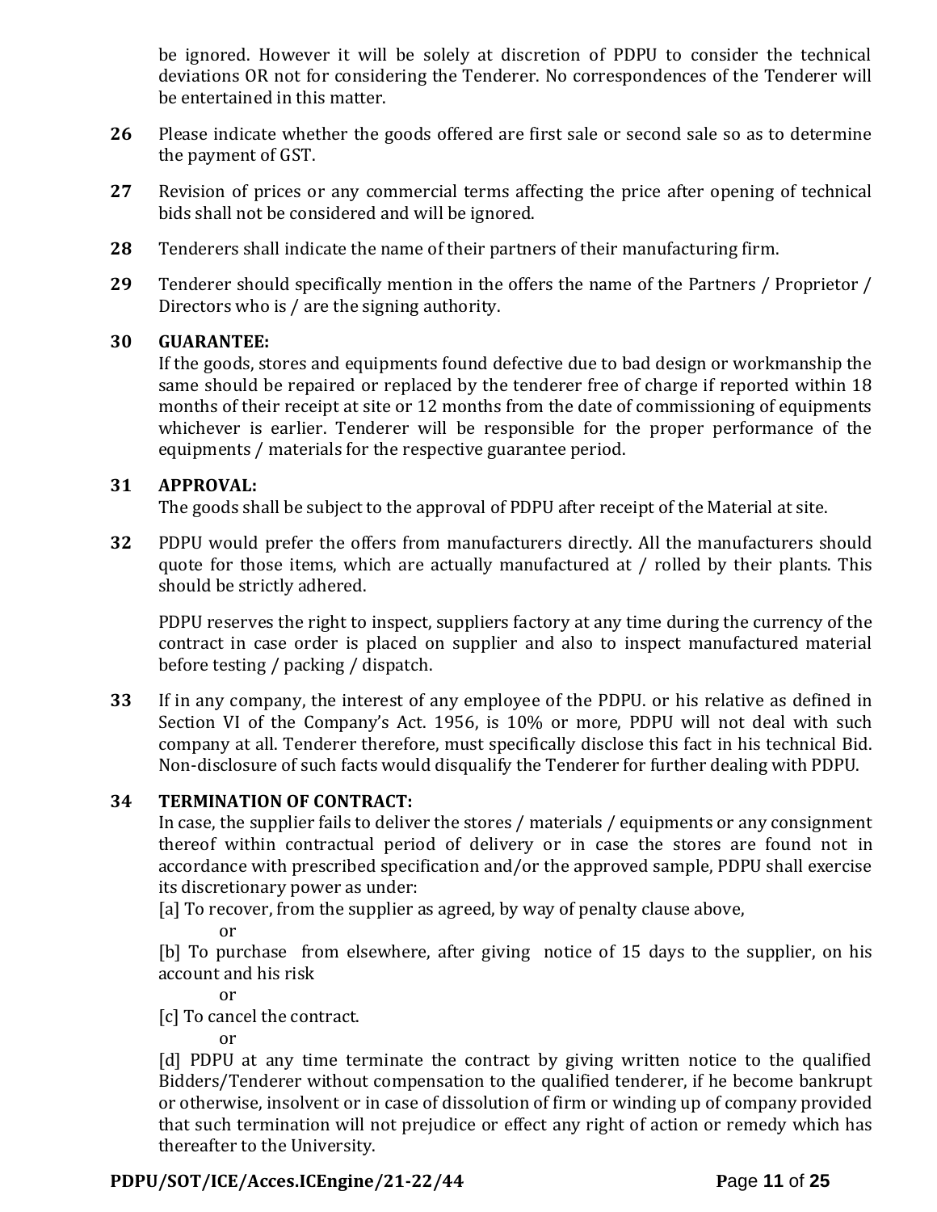be ignored. However it will be solely at discretion of PDPU to consider the technical deviations OR not for considering the Tenderer. No correspondences of the Tenderer will be entertained in this matter.

**26** Please indicate whether the goods offered are first sale or second sale so as to determine the payment of GST.

**27** Revision of prices or any commercial terms affecting the price after opening of technical bids shall not be considered and will be ignored.

**28** Tenderers shall indicate the name of their partners of their manufacturing firm.

**29** Tenderer should specifically mention in the offers the name of the Partners / Proprietor / Directors who is / are the signing authority.

**30** **GUARANTEE:**
If the goods, stores and equipments found defective due to bad design or workmanship the same should be repaired or replaced by the tenderer free of charge if reported within 18 months of their receipt at site or 12 months from the date of commissioning of equipments whichever is earlier. Tenderer will be responsible for the proper performance of the equipments / materials for the respective guarantee period.

**31** **APPROVAL:**
The goods shall be subject to the approval of PDPU after receipt of the Material at site.

**32** PDPU would prefer the offers from manufacturers directly. All the manufacturers should quote for those items, which are actually manufactured at / rolled by their plants. This should be strictly adhered.

PDPU reserves the right to inspect, suppliers factory at any time during the currency of the contract in case order is placed on supplier and also to inspect manufactured material before testing / packing / dispatch.

**33** If in any company, the interest of any employee of the PDPU. or his relative as defined in Section VI of the Company's Act. 1956, is 10% or more, PDPU will not deal with such company at all. Tenderer therefore, must specifically disclose this fact in his technical Bid. Non-disclosure of such facts would disqualify the Tenderer for further dealing with PDPU.

**34** **TERMINATION OF CONTRACT:**
In case, the supplier fails to deliver the stores / materials / equipments or any consignment thereof within contractual period of delivery or in case the stores are found not in accordance with prescribed specification and/or the approved sample, PDPU shall exercise its discretionary power as under:

[a] To recover, from the supplier as agreed, by way of penalty clause above,

or

[b] To purchase from elsewhere, after giving notice of 15 days to the supplier, on his account and his risk

or

[c] To cancel the contract.

or

[d] PDPU at any time terminate the contract by giving written notice to the qualified Bidders/Tenderer without compensation to the qualified tenderer, if he become bankrupt or otherwise, insolvent or in case of dissolution of firm or winding up of company provided that such termination will not prejudice or effect any right of action or remedy which has thereafter to the University.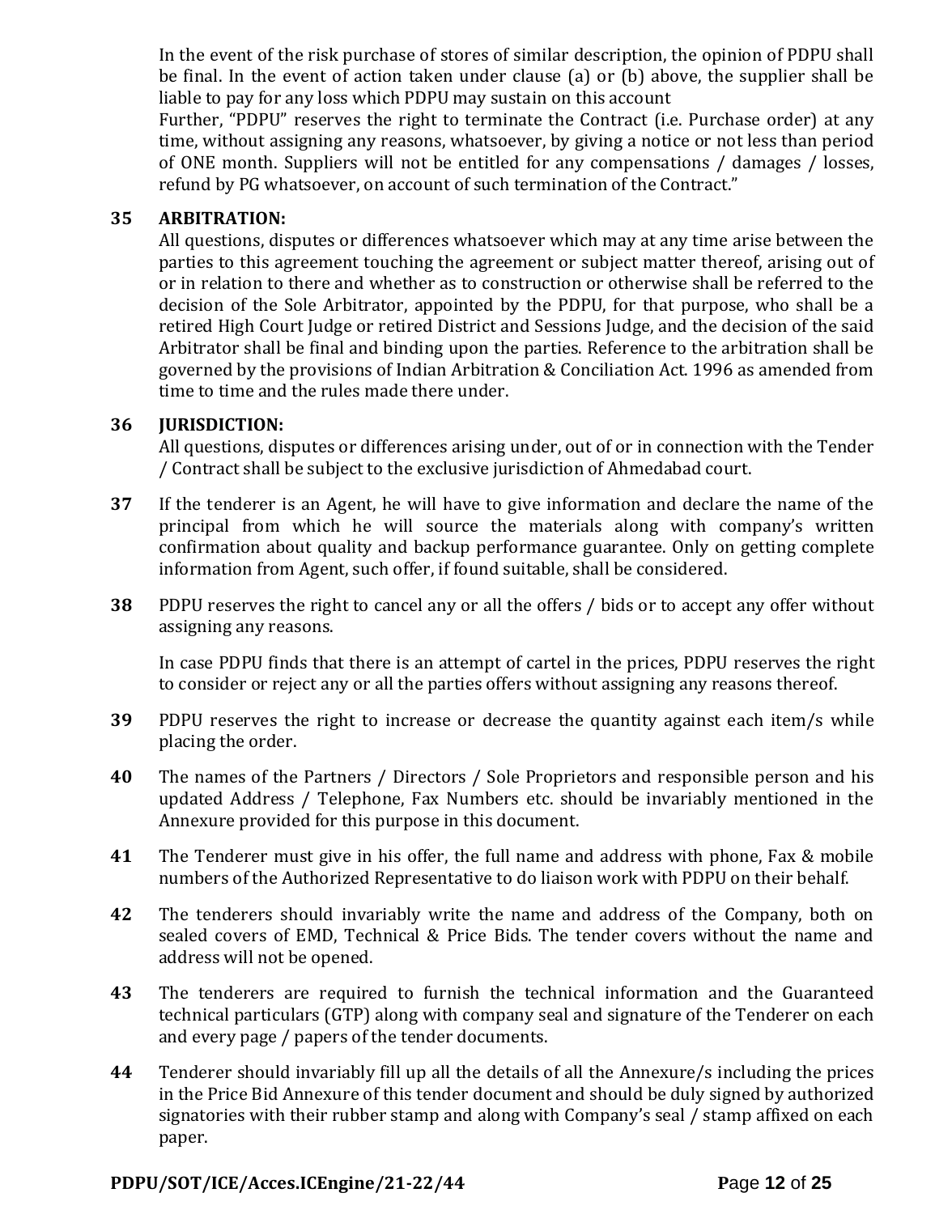In the event of the risk purchase of stores of similar description, the opinion of PDPU shall be final. In the event of action taken under clause (a) or (b) above, the supplier shall be liable to pay for any loss which PDPU may sustain on this account

Further, "PDPU" reserves the right to terminate the Contract (i.e. Purchase order) at any time, without assigning any reasons, whatsoever, by giving a notice or not less than period of ONE month. Suppliers will not be entitled for any compensations / damages / losses, refund by PG whatsoever, on account of such termination of the Contract."

**35 ARBITRATION:**

All questions, disputes or differences whatsoever which may at any time arise between the parties to this agreement touching the agreement or subject matter thereof, arising out of or in relation to there and whether as to construction or otherwise shall be referred to the decision of the Sole Arbitrator, appointed by the PDPU, for that purpose, who shall be a retired High Court Judge or retired District and Sessions Judge, and the decision of the said Arbitrator shall be final and binding upon the parties. Reference to the arbitration shall be governed by the provisions of Indian Arbitration & Conciliation Act. 1996 as amended from time to time and the rules made there under.

**36 JURISDICTION:**

All questions, disputes or differences arising under, out of or in connection with the Tender / Contract shall be subject to the exclusive jurisdiction of Ahmedabad court.

**37** If the tenderer is an Agent, he will have to give information and declare the name of the principal from which he will source the materials along with company's written confirmation about quality and backup performance guarantee. Only on getting complete information from Agent, such offer, if found suitable, shall be considered.

**38** PDPU reserves the right to cancel any or all the offers / bids or to accept any offer without assigning any reasons.

In case PDPU finds that there is an attempt of cartel in the prices, PDPU reserves the right to consider or reject any or all the parties offers without assigning any reasons thereof.

**39** PDPU reserves the right to increase or decrease the quantity against each item/s while placing the order.

**40** The names of the Partners / Directors / Sole Proprietors and responsible person and his updated Address / Telephone, Fax Numbers etc. should be invariably mentioned in the Annexure provided for this purpose in this document.

**41** The Tenderer must give in his offer, the full name and address with phone, Fax & mobile numbers of the Authorized Representative to do liaison work with PDPU on their behalf.

**42** The tenderers should invariably write the name and address of the Company, both on sealed covers of EMD, Technical & Price Bids. The tender covers without the name and address will not be opened.

**43** The tenderers are required to furnish the technical information and the Guaranteed technical particulars (GTP) along with company seal and signature of the Tenderer on each and every page / papers of the tender documents.

**44** Tenderer should invariably fill up all the details of all the Annexure/s including the prices in the Price Bid Annexure of this tender document and should be duly signed by authorized signatories with their rubber stamp and along with Company's seal / stamp affixed on each paper.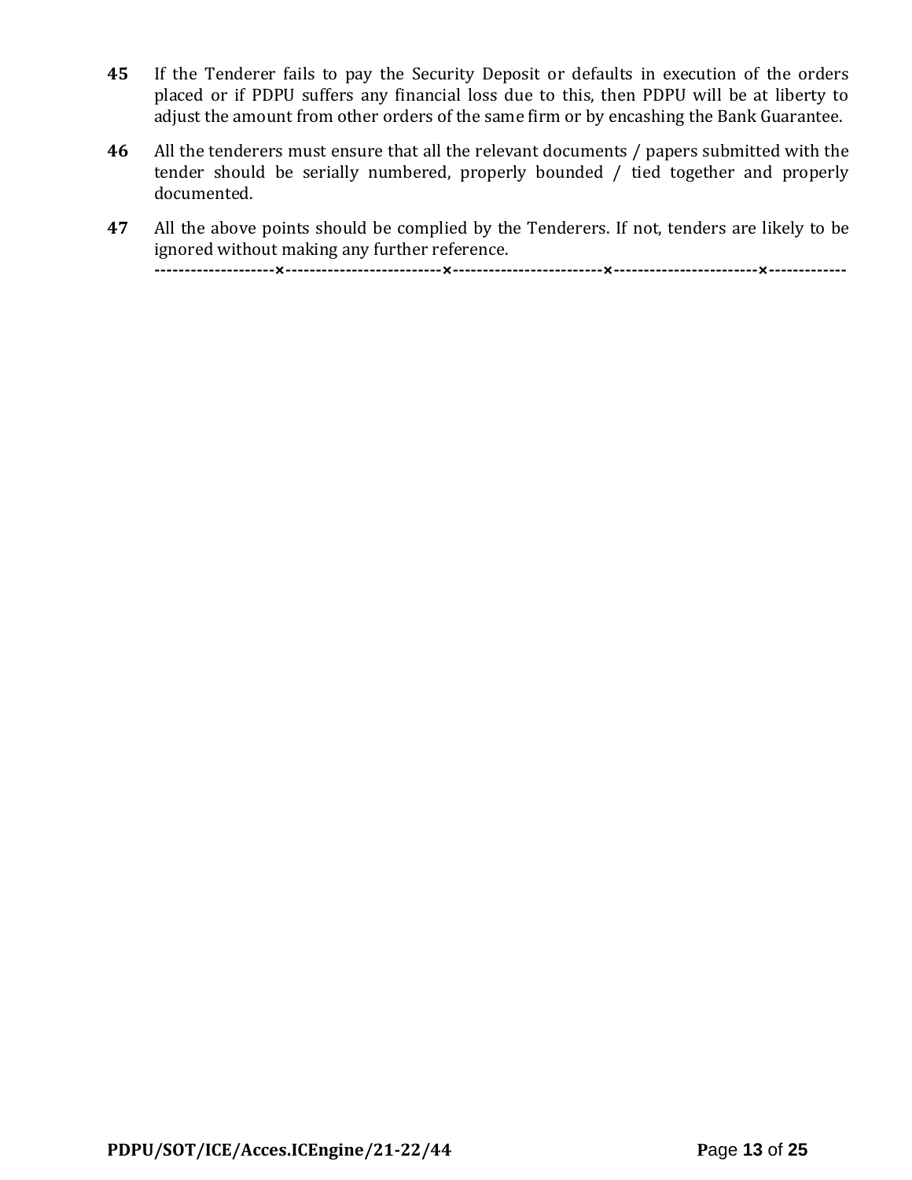**45** If the Tenderer fails to pay the Security Deposit or defaults in execution of the orders placed or if PDPU suffers any financial loss due to this, then PDPU will be at liberty to adjust the amount from other orders of the same firm or by encashing the Bank Guarantee.

**46** All the tenderers must ensure that all the relevant documents / papers submitted with the tender should be serially numbered, properly bounded / tied together and properly documented.

**47** All the above points should be complied by the Tenderers. If not, tenders are likely to be ignored without making any further reference.

--------------------×--------------------------×-------------------------×------------------------×-------------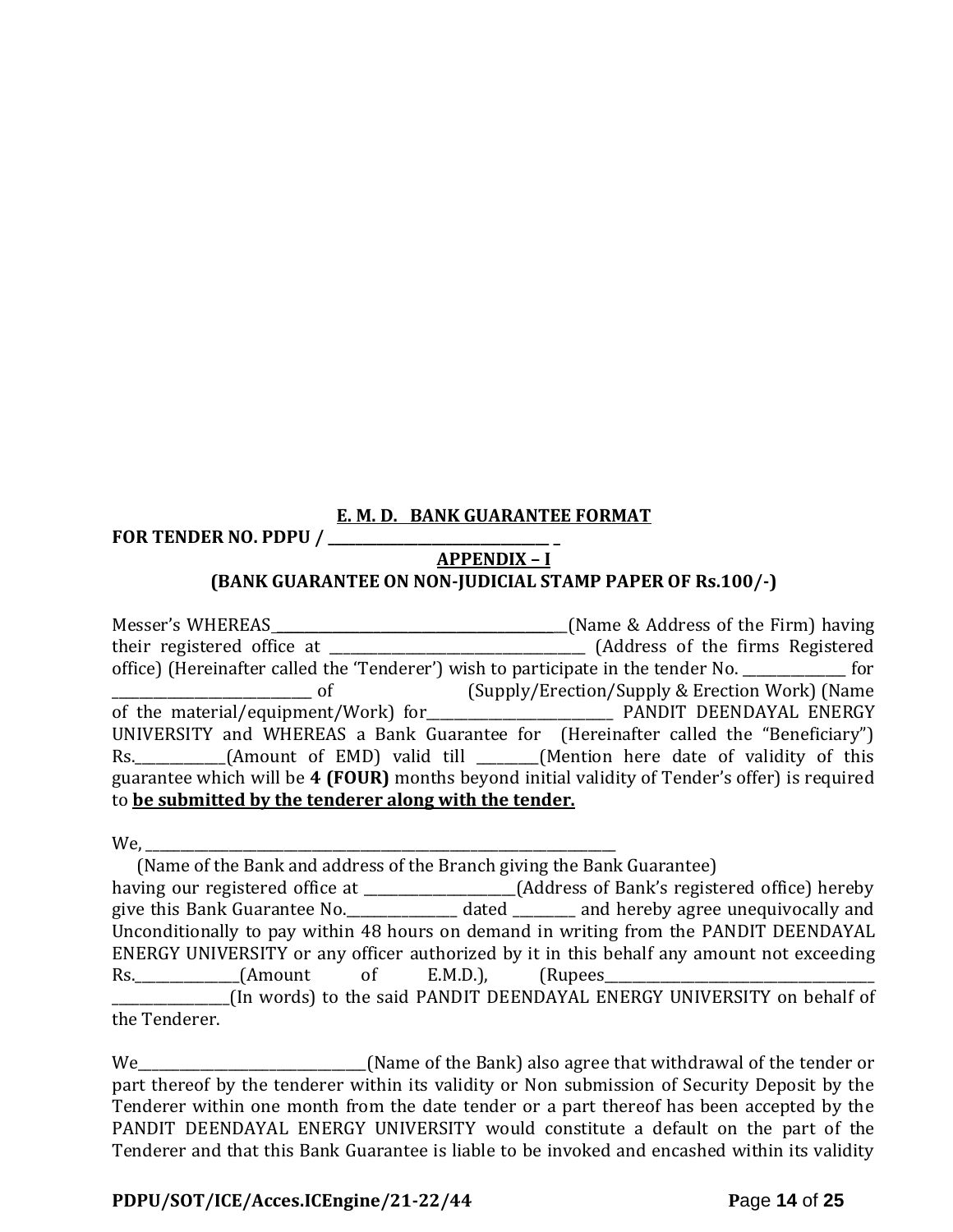**E. M. D. BANK GUARANTEE FORMAT**

**FOR TENDER NO. PDPU / ________________________________ _**

**APPENDIX – I**

**(BANK GUARANTEE ON NON-JUDICIAL STAMP PAPER OF Rs.100/-)**

Messer's WHEREAS_____________________________________________(Name & Address of the Firm) having their registered office at ______________________________________ (Address of the firms Registered office) (Hereinafter called the 'Tenderer') wish to participate in the tender No. _______________ for _____________________________ of (Supply/Erection/Supply & Erection Work) (Name of the material/equipment/Work) for____________________________ PANDIT DEENDAYAL ENERGY UNIVERSITY and WHEREAS a Bank Guarantee for (Hereinafter called the "Beneficiary") Rs._____________(Amount of EMD) valid till _________(Mention here date of validity of this guarantee which will be **4 (FOUR)** months beyond initial validity of Tender's offer) is required to **be submitted by the tenderer along with the tender.**

We, ___________________________________________________________________________

(Name of the Bank and address of the Branch giving the Bank Guarantee)

having our registered office at ______________________(Address of Bank's registered office) hereby give this Bank Guarantee No.________________ dated _________ and hereby agree unequivocally and Unconditionally to pay within 48 hours on demand in writing from the PANDIT DEENDAYAL ENERGY UNIVERSITY or any officer authorized by it in this behalf any amount not exceeding Rs._______________(Amount of E.M.D.), (Rupees__________________________________________ _________________(In words) to the said PANDIT DEENDAYAL ENERGY UNIVERSITY on behalf of the Tenderer.

We_________________________________(Name of the Bank) also agree that withdrawal of the tender or part thereof by the tenderer within its validity or Non submission of Security Deposit by the Tenderer within one month from the date tender or a part thereof has been accepted by the PANDIT DEENDAYAL ENERGY UNIVERSITY would constitute a default on the part of the Tenderer and that this Bank Guarantee is liable to be invoked and encashed within its validity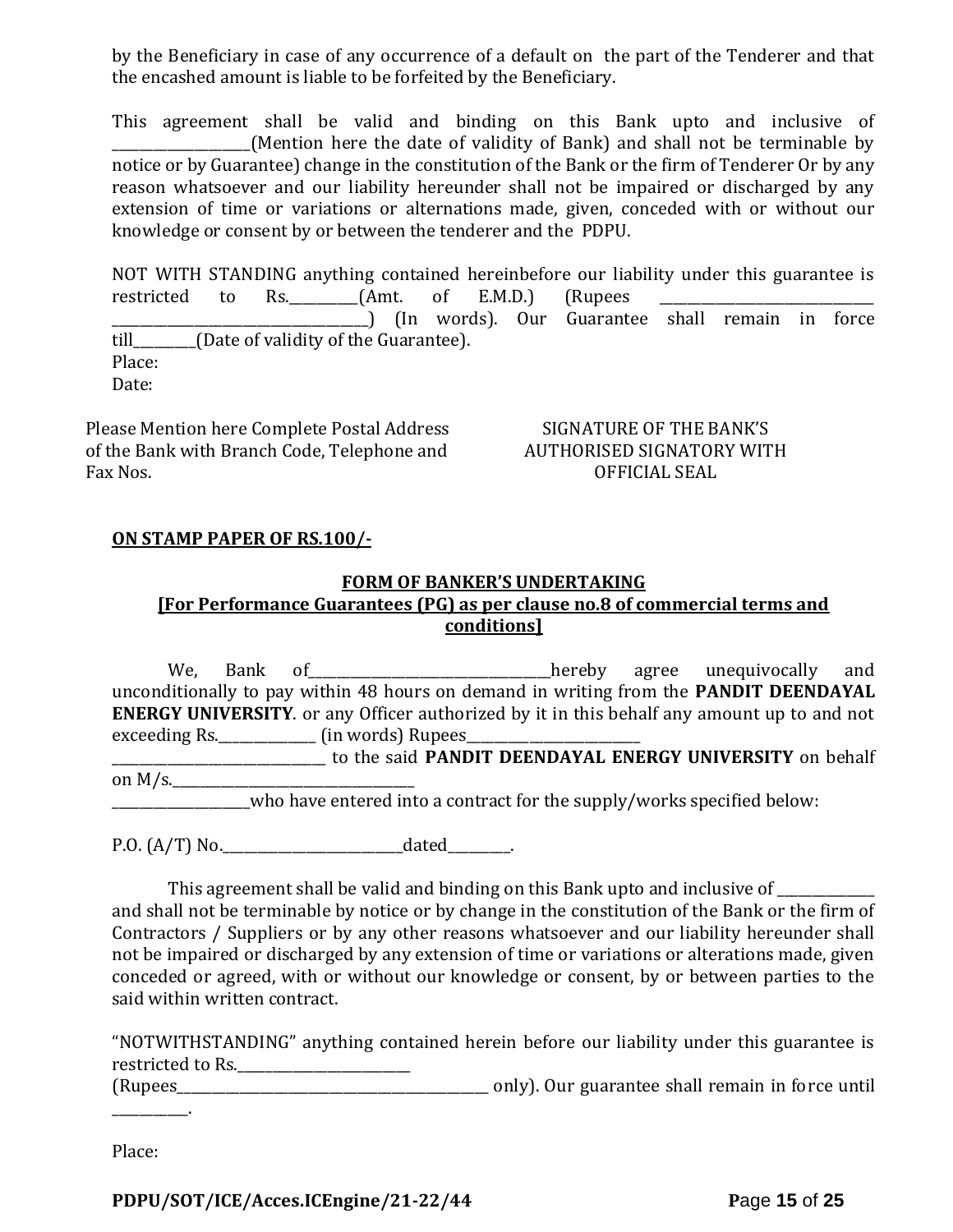by the Beneficiary in case of any occurrence of a default on the part of the Tenderer and that the encashed amount is liable to be forfeited by the Beneficiary.

This agreement shall be valid and binding on this Bank upto and inclusive of ___________________(Mention here the date of validity of Bank) and shall not be terminable by notice or by Guarantee) change in the constitution of the Bank or the firm of Tenderer Or by any reason whatsoever and our liability hereunder shall not be impaired or discharged by any extension of time or variations or alternations made, given, conceded with or without our knowledge or consent by or between the tenderer and the PDPU.

NOT WITH STANDING anything contained hereinbefore our liability under this guarantee is restricted to Rs.__________(Amt. of E.M.D.) (Rupees _______________________________ ______________________________________) (In words). Our Guarantee shall remain in force till_________(Date of validity of the Guarantee).

Place:

Date:

Please Mention here Complete Postal Address of the Bank with Branch Code, Telephone and Fax Nos.

SIGNATURE OF THE BANK'S AUTHORISED SIGNATORY WITH OFFICIAL SEAL

**ON STAMP PAPER OF RS.100/-**

**FORM OF BANKER'S UNDERTAKING**
**[For Performance Guarantees (PG) as per clause no.8 of commercial terms and conditions]**

We, Bank of___________________________________hereby agree unequivocally and unconditionally to pay within 48 hours on demand in writing from the **PANDIT DEENDAYAL ENERGY UNIVERSITY**. or any Officer authorized by it in this behalf any amount up to and not exceeding Rs.______________ (in words) Rupees__________________________ _______________________________ to the said **PANDIT DEENDAYAL ENERGY UNIVERSITY** on behalf on M/s.____________________________________ ___________________who have entered into a contract for the supply/works specified below:

P.O. (A/T) No.__________________________dated_________.

This agreement shall be valid and binding on this Bank upto and inclusive of ______________ and shall not be terminable by notice or by change in the constitution of the Bank or the firm of Contractors / Suppliers or by any other reasons whatsoever and our liability hereunder shall not be impaired or discharged by any extension of time or variations or alterations made, given conceded or agreed, with or without our knowledge or consent, by or between parties to the said within written contract.

"NOTWITHSTANDING" anything contained herein before our liability under this guarantee is restricted to Rs.__________________________ (Rupees_______________________________________________ only). Our guarantee shall remain in force until ___________.

Place: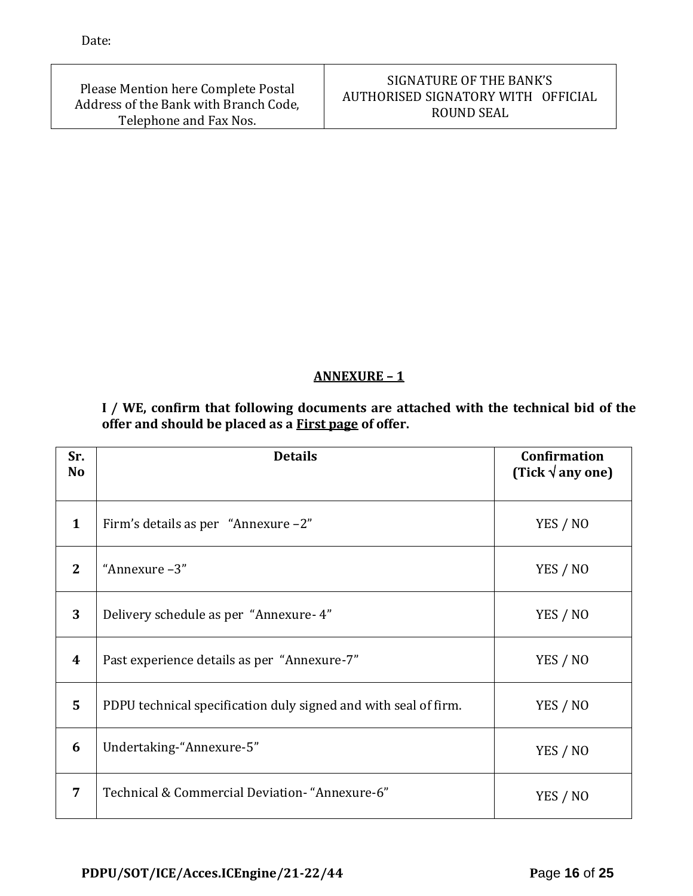Date:

| Please Mention here Complete Postal Address of the Bank with Branch Code, Telephone and Fax Nos. | SIGNATURE OF THE BANK'S AUTHORISED SIGNATORY WITH OFFICIAL ROUND SEAL |
|---|---|

## ANNEXURE – 1

**I / WE, confirm that following documents are attached with the technical bid of the offer and should be placed as a First page of offer.**

| Sr. No | Details | Confirmation (Tick √ any one) |
|---|---|---|
| **1** | Firm's details as per "Annexure –2" | YES / NO |
| **2** | "Annexure –3" | YES / NO |
| **3** | Delivery schedule as per "Annexure- 4" | YES / NO |
| **4** | Past experience details as per "Annexure-7" | YES / NO |
| **5** | PDPU technical specification duly signed and with seal of firm. | YES / NO |
| **6** | Undertaking-"Annexure-5" | YES / NO |
| **7** | Technical & Commercial Deviation- "Annexure-6" | YES / NO |

**PDPU/SOT/ICE/Acces.ICEngine/21-22/44**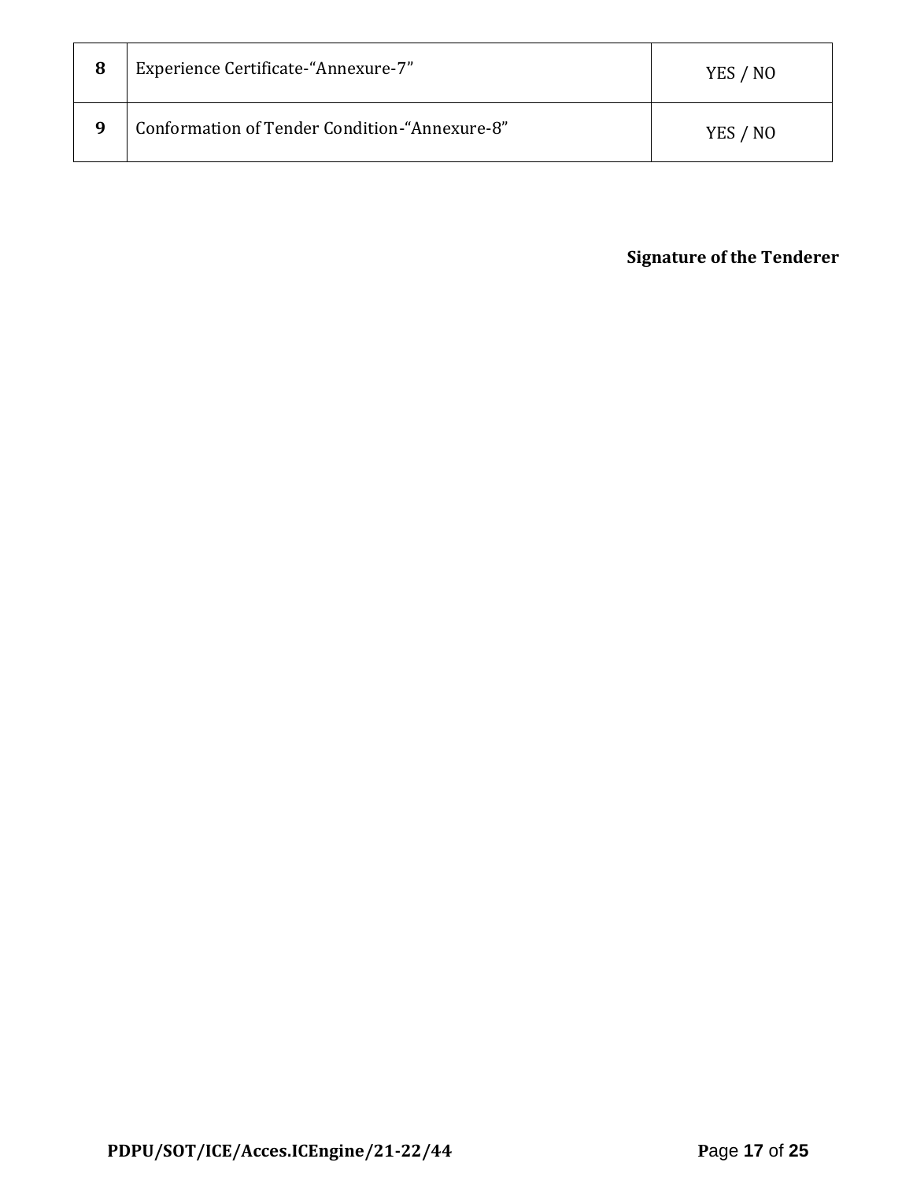| | | |
|---|---|---|
| **8** | Experience Certificate-“Annexure-7” | YES / NO |
| **9** | Conformation of Tender Condition-“Annexure-8” | YES / NO |

**Signature of the Tenderer**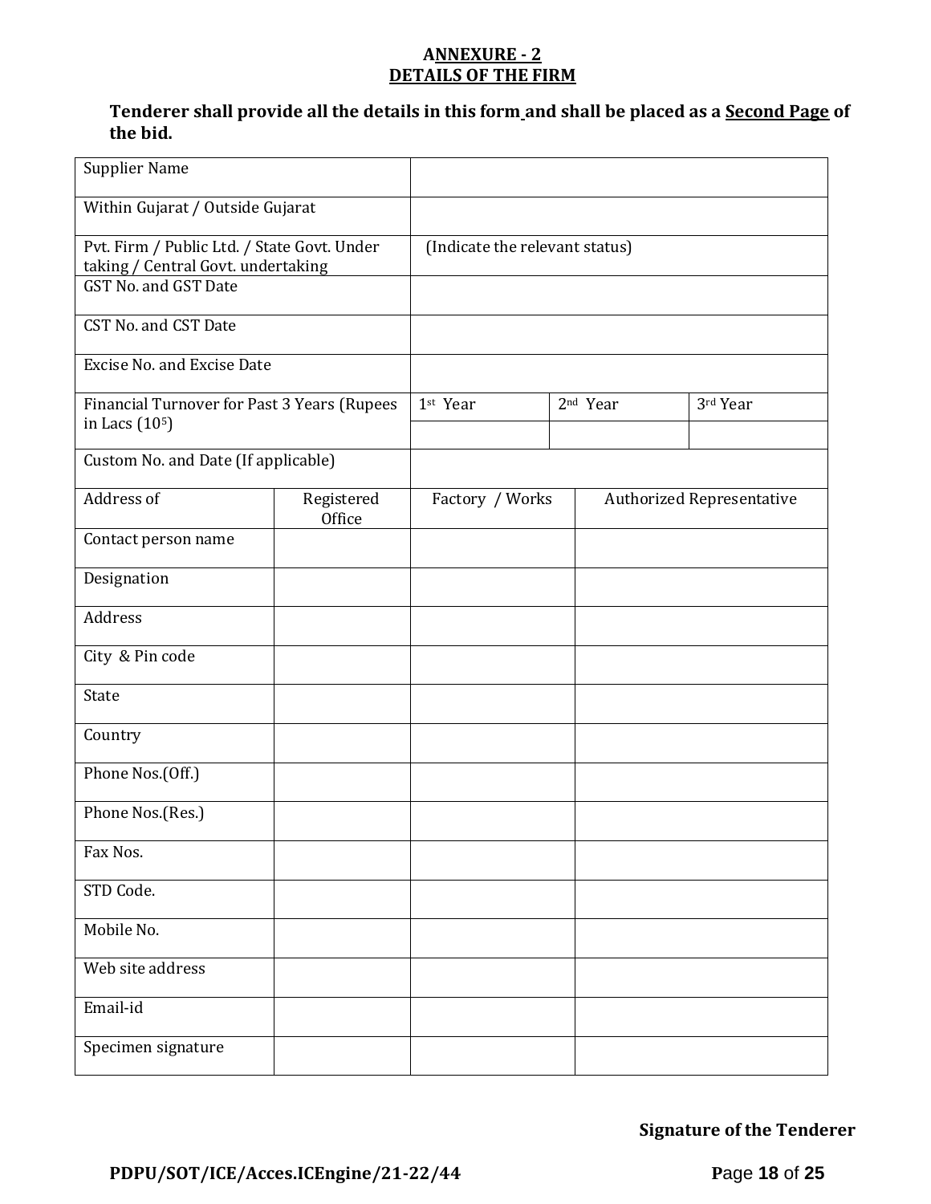## ANNEXURE - 2
## DETAILS OF THE FIRM

**Tenderer shall provide all the details in this form and shall be placed as a Second Page of the bid.**

| | | | | |
|---|---|---|---|---|
| Supplier Name | | | | |
| Within Gujarat / Outside Gujarat | | | | |
| Pvt. Firm / Public Ltd. / State Govt. Under taking / Central Govt. undertaking | | (Indicate the relevant status) | | |
| GST No. and GST Date | | | | |
| CST No. and CST Date | | | | |
| Excise No. and Excise Date | | | | |
| Financial Turnover for Past 3 Years (Rupees in Lacs ($10^5$) | | 1st Year | 2nd Year | 3rd Year |
| | | | | |
| Custom No. and Date (If applicable) | | | | |
| Address of | Registered Office | Factory / Works | Authorized Representative | |
| Contact person name | | | | |
| Designation | | | | |
| Address | | | | |
| City & Pin code | | | | |
| State | | | | |
| Country | | | | |
| Phone Nos.(Off.) | | | | |
| Phone Nos.(Res.) | | | | |
| Fax Nos. | | | | |
| STD Code. | | | | |
| Mobile No. | | | | |
| Web site address | | | | |
| Email-id | | | | |
| Specimen signature | | | | |

**Signature of the Tenderer**

**PDPU/SOT/ICE/Acces.ICEngine/21-22/44**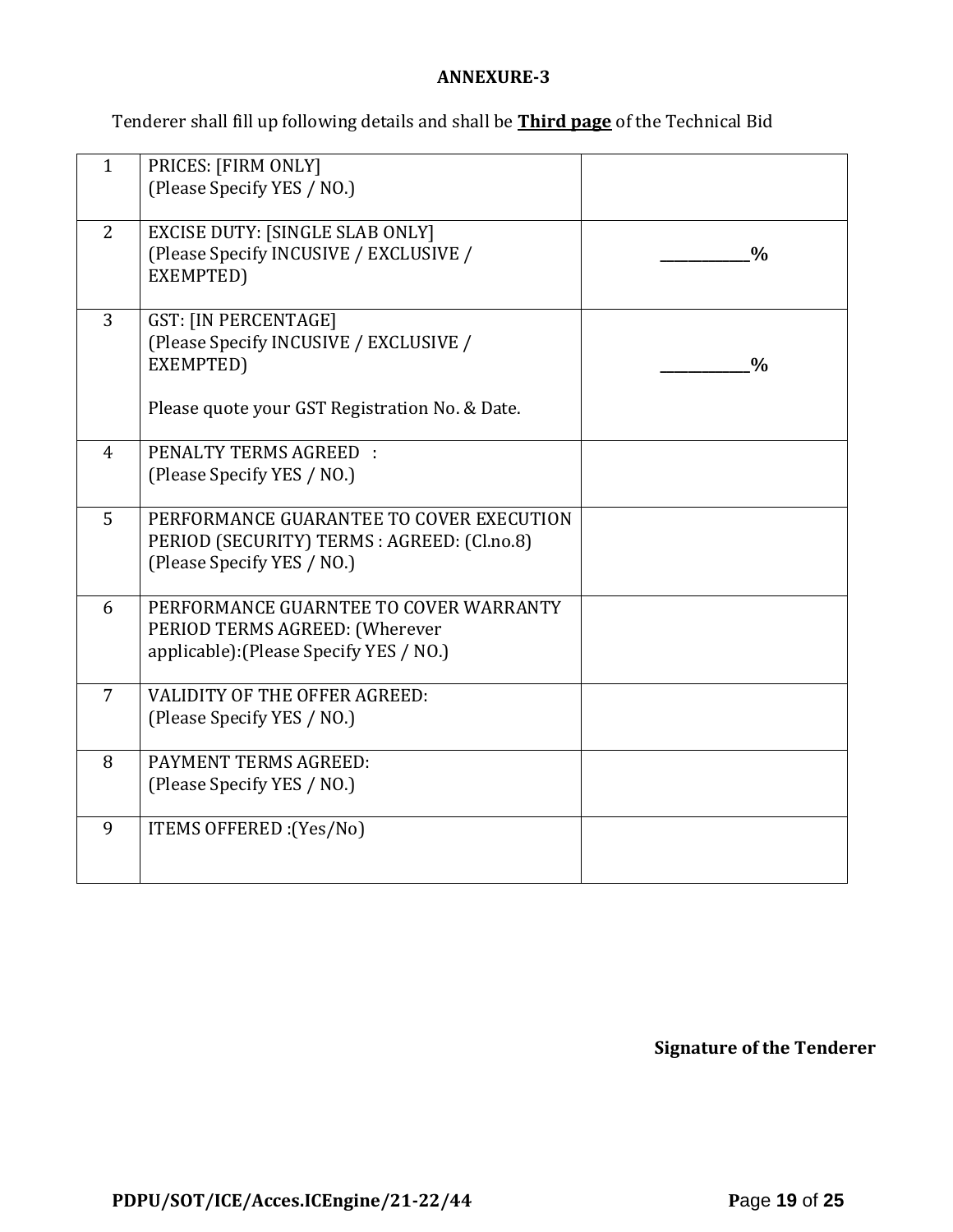## ANNEXURE-3

Tenderer shall fill up following details and shall be **Third page** of the Technical Bid

| | | |
|---|---|---|
| 1 | PRICES: [FIRM ONLY]<br>(Please Specify YES / NO.) | |
| 2 | EXCISE DUTY: [SINGLE SLAB ONLY]<br>(Please Specify INCUSIVE / EXCLUSIVE / EXEMPTED) | **___________%** |
| 3 | GST: [IN PERCENTAGE]<br>(Please Specify INCUSIVE / EXCLUSIVE / EXEMPTED)<br><br>Please quote your GST Registration No. & Date. | **___________%** |
| 4 | PENALTY TERMS AGREED :<br>(Please Specify YES / NO.) | |
| 5 | PERFORMANCE GUARANTEE TO COVER EXECUTION PERIOD (SECURITY) TERMS : AGREED: (Cl.no.8)<br>(Please Specify YES / NO.) | |
| 6 | PERFORMANCE GUARNTEE TO COVER WARRANTY PERIOD TERMS AGREED: (Wherever applicable):(Please Specify YES / NO.) | |
| 7 | VALIDITY OF THE OFFER AGREED:<br>(Please Specify YES / NO.) | |
| 8 | PAYMENT TERMS AGREED:<br>(Please Specify YES / NO.) | |
| 9 | ITEMS OFFERED :(Yes/No) | |

**Signature of the Tenderer**

**PDPU/SOT/ICE/Acces.ICEngine/21-22/44**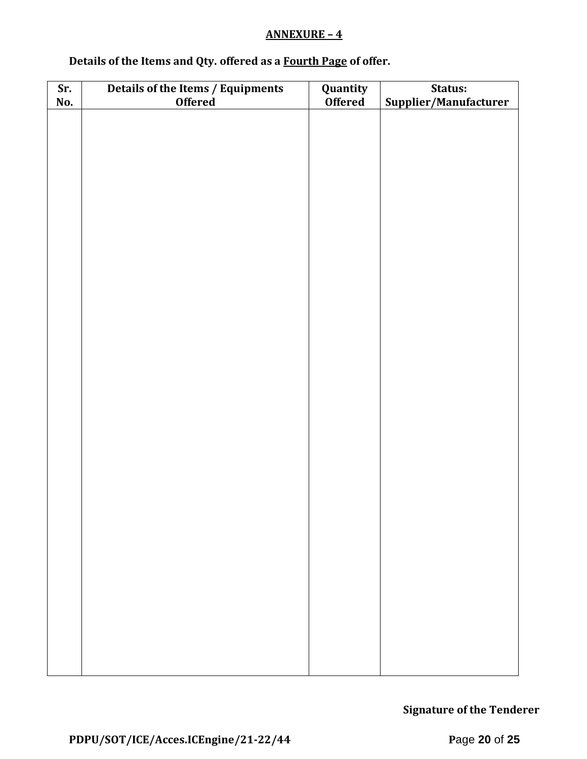## ANNEXURE – 4

**Details of the Items and Qty. offered as a Fourth Page of offer.**

| Sr. No. | Details of the Items / Equipments Offered | Quantity Offered | Status: Supplier/Manufacturer |
|---|---|---|---|
| | | | |

**Signature of the Tenderer**

**PDPU/SOT/ICE/Acces.ICEngine/21-22/44**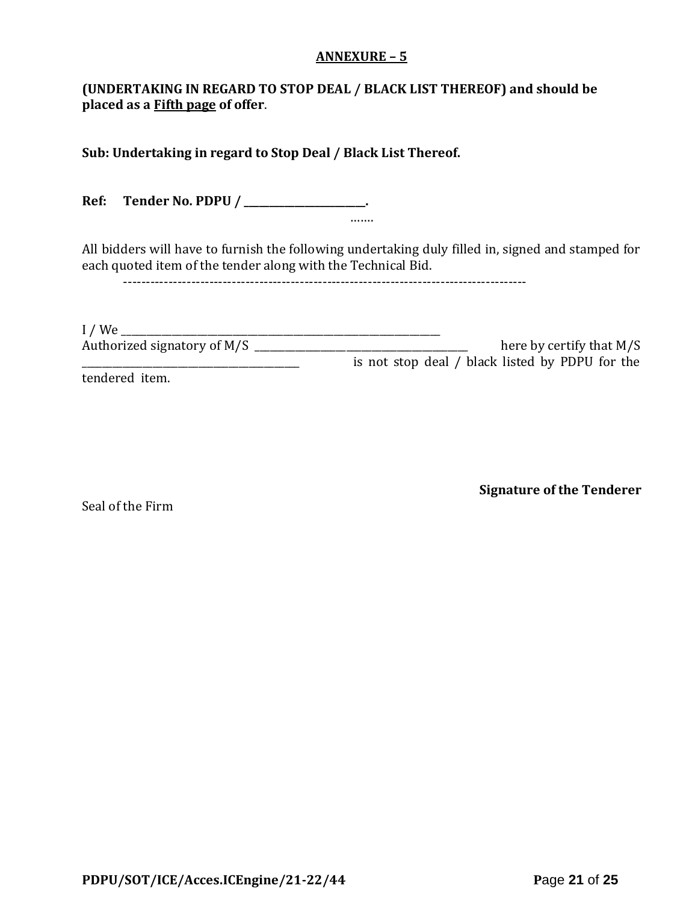## ANNEXURE – 5

**(UNDERTAKING IN REGARD TO STOP DEAL / BLACK LIST THEREOF) and should be placed as a Fifth page of offer**.

**Sub: Undertaking in regard to Stop Deal / Black List Thereof.**

**Ref: Tender No. PDPU / ______________________.**

…….

All bidders will have to furnish the following undertaking duly filled in, signed and stamped for each quoted item of the tender along with the Technical Bid.

------------------------------------------------------------------------------------------

I / We ____________________________________________________________

Authorized signatory of M/S ________________________________________ here by certify that M/S ________________________________________ is not stop deal / black listed by PDPU for the tendered item.

**Signature of the Tenderer**

Seal of the Firm

PDPU/SOT/ICE/Acces.ICEngine/21-22/44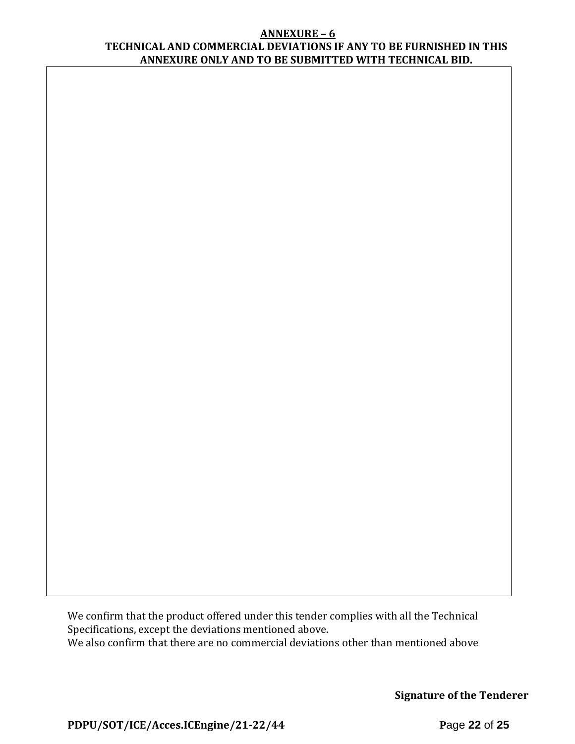## ANNEXURE – 6

### TECHNICAL AND COMMERCIAL DEVIATIONS IF ANY TO BE FURNISHED IN THIS ANNEXURE ONLY AND TO BE SUBMITTED WITH TECHNICAL BID.

|  |
|---|
|  |

We confirm that the product offered under this tender complies with all the Technical Specifications, except the deviations mentioned above.
We also confirm that there are no commercial deviations other than mentioned above

**Signature of the Tenderer**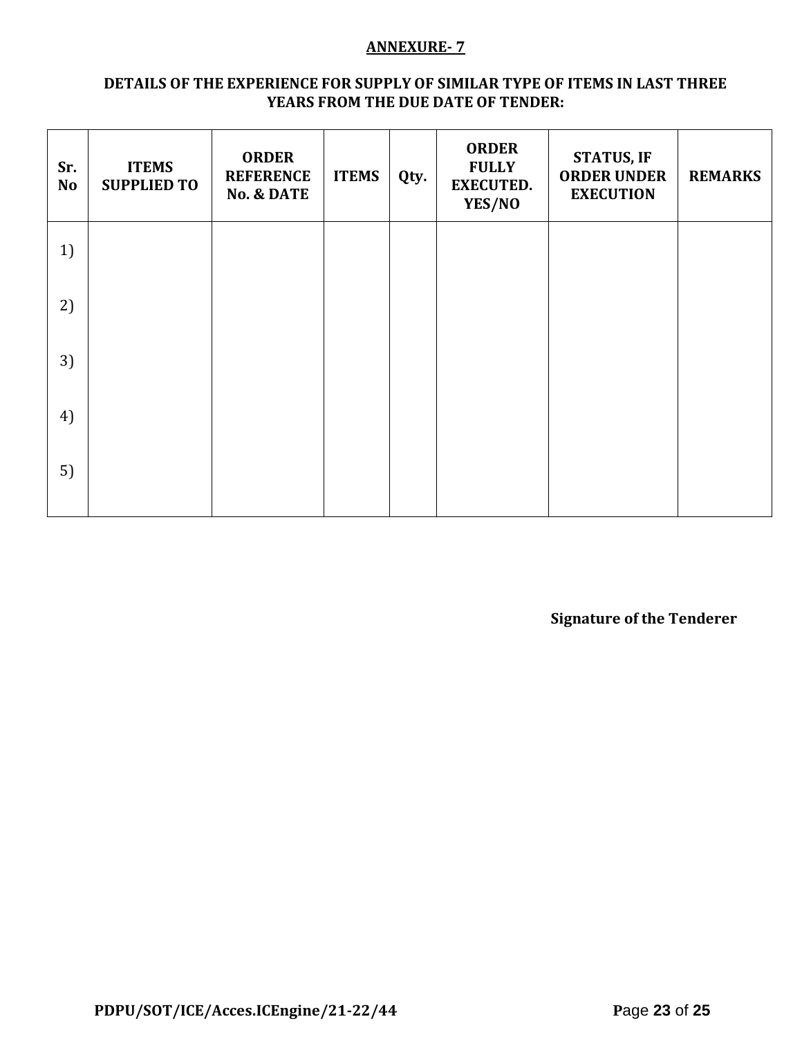**ANNEXURE- 7**

**DETAILS OF THE EXPERIENCE FOR SUPPLY OF SIMILAR TYPE OF ITEMS IN LAST THREE YEARS FROM THE DUE DATE OF TENDER:**

| Sr. No | ITEMS SUPPLIED TO | ORDER REFERENCE No. & DATE | ITEMS | Qty. | ORDER FULLY EXECUTED. YES/NO | STATUS, IF ORDER UNDER EXECUTION | REMARKS |
|---|---|---|---|---|---|---|---|
| 1) | | | | | | | |
| 2) | | | | | | | |
| 3) | | | | | | | |
| 4) | | | | | | | |
| 5) | | | | | | | |

**Signature of the Tenderer**

**PDPU/SOT/ICE/Acces.ICEngine/21-22/44**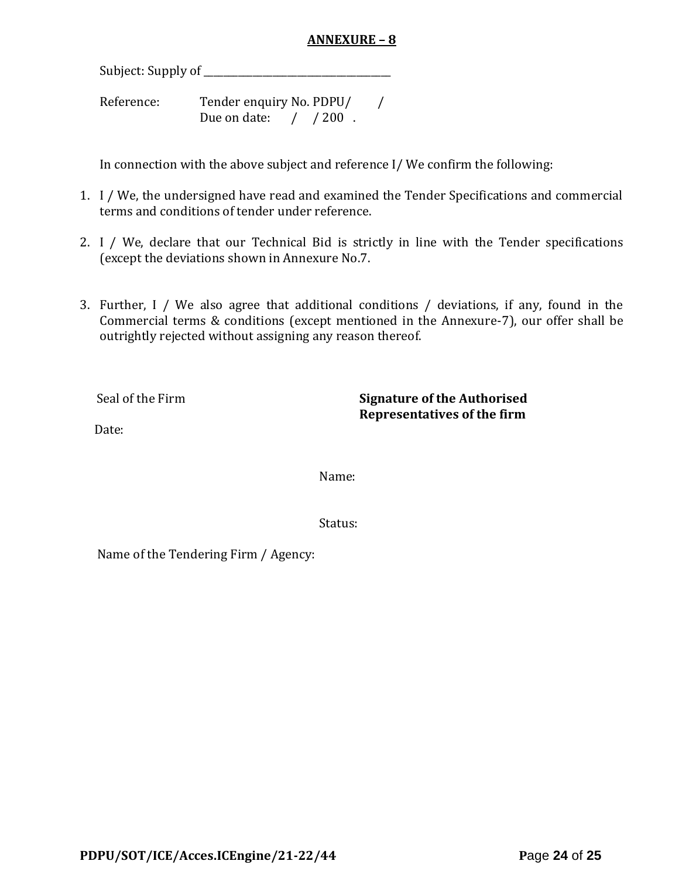## ANNEXURE – 8

Subject: Supply of ______________________________________

Reference: Tender enquiry No. PDPU/ /
Due on date: / / 200 .

In connection with the above subject and reference I/ We confirm the following:

1. I / We, the undersigned have read and examined the Tender Specifications and commercial terms and conditions of tender under reference.

2. I / We, declare that our Technical Bid is strictly in line with the Tender specifications (except the deviations shown in Annexure No.7.

3. Further, I / We also agree that additional conditions / deviations, if any, found in the Commercial terms & conditions (except mentioned in the Annexure-7), our offer shall be outrightly rejected without assigning any reason thereof.

Seal of the Firm

Date:

**Signature of the Authorised Representatives of the firm**

Name:

Status:

Name of the Tendering Firm / Agency: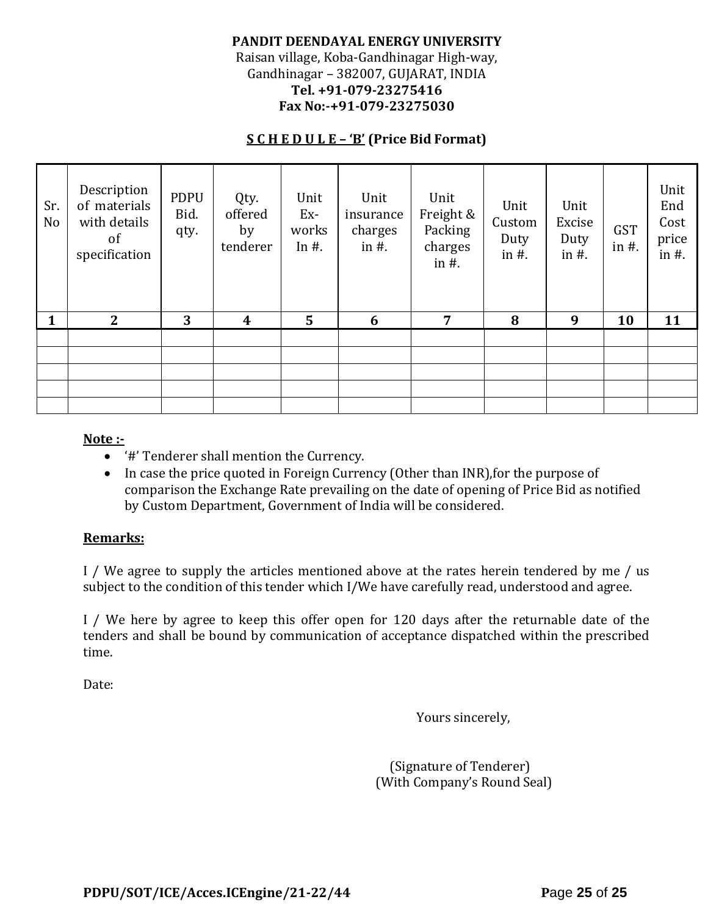**PANDIT DEENDAYAL ENERGY UNIVERSITY**
Raisan village, Koba-Gandhinagar High-way,
Gandhinagar – 382007, GUJARAT, INDIA
**Tel. +91-079-23275416**
**Fax No:-+91-079-23275030**

**S C H E D U L E – 'B' (Price Bid Format)**

| Sr. No | Description of materials with details of specification | PDPU Bid. qty. | Qty. offered by tenderer | Unit Ex-works In #. | Unit insurance charges in #. | Unit Freight & Packing charges in #. | Unit Custom Duty in #. | Unit Excise Duty in #. | GST in #. | Unit End Cost price in #. |
|---|---|---|---|---|---|---|---|---|---|---|
| **1** | **2** | **3** | **4** | **5** | **6** | **7** | **8** | **9** | **10** | **11** |
| | | | | | | | | | | |
| | | | | | | | | | | |
| | | | | | | | | | | |
| | | | | | | | | | | |
| | | | | | | | | | | |

**Note :-**

- '#' Tenderer shall mention the Currency.
- In case the price quoted in Foreign Currency (Other than INR),for the purpose of comparison the Exchange Rate prevailing on the date of opening of Price Bid as notified by Custom Department, Government of India will be considered.

**Remarks:**

I / We agree to supply the articles mentioned above at the rates herein tendered by me / us subject to the condition of this tender which I/We have carefully read, understood and agree.

I / We here by agree to keep this offer open for 120 days after the returnable date of the tenders and shall be bound by communication of acceptance dispatched within the prescribed time.

Date:

Yours sincerely,

(Signature of Tenderer)
(With Company's Round Seal)

**PDPU/SOT/ICE/Acces.ICEngine/21-22/44**